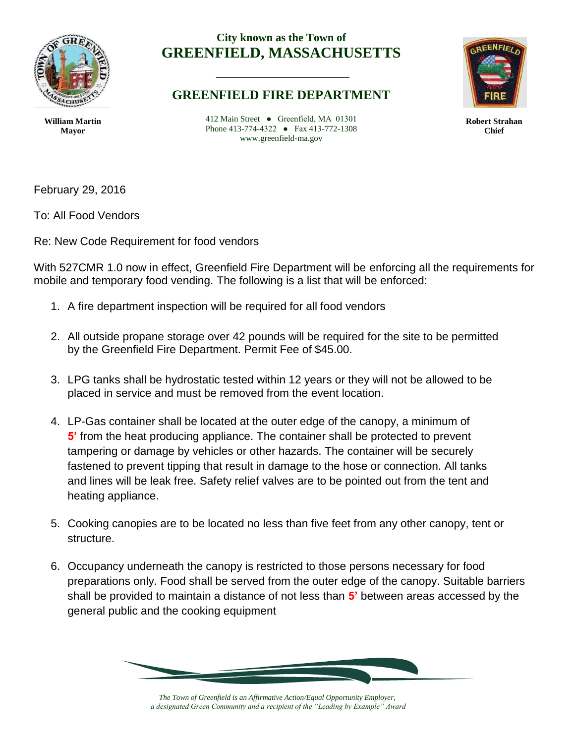City known as the Town of

# GREENFIELD, MASSACHUSETTS

## GREENFIELD FIRE DEPARTMENT

412 Main Street ● Greenfield, MA 01301
Phone 413-774-4322 ● Fax 413-772-1308
www.greenfield-ma.gov

**William Martin**
**Mayor**

**Robert Strahan**
**Chief**

February 29, 2016

To: All Food Vendors

Re: New Code Requirement for food vendors

With 527CMR 1.0 now in effect, Greenfield Fire Department will be enforcing all the requirements for mobile and temporary food vending. The following is a list that will be enforced:

1. A fire department inspection will be required for all food vendors
2. All outside propane storage over 42 pounds will be required for the site to be permitted by the Greenfield Fire Department. Permit Fee of $45.00.
3. LPG tanks shall be hydrostatic tested within 12 years or they will not be allowed to be placed in service and must be removed from the event location.
4. LP-Gas container shall be located at the outer edge of the canopy, a minimum of **5'** from the heat producing appliance. The container shall be protected to prevent tampering or damage by vehicles or other hazards. The container will be securely fastened to prevent tipping that result in damage to the hose or connection. All tanks and lines will be leak free. Safety relief valves are to be pointed out from the tent and heating appliance.
5. Cooking canopies are to be located no less than five feet from any other canopy, tent or structure.
6. Occupancy underneath the canopy is restricted to those persons necessary for food preparations only. Food shall be served from the outer edge of the canopy. Suitable barriers shall be provided to maintain a distance of not less than **5'** between areas accessed by the general public and the cooking equipment

*The Town of Greenfield is an Affirmative Action/Equal Opportunity Employer, a designated Green Community and a recipient of the "Leading by Example" Award*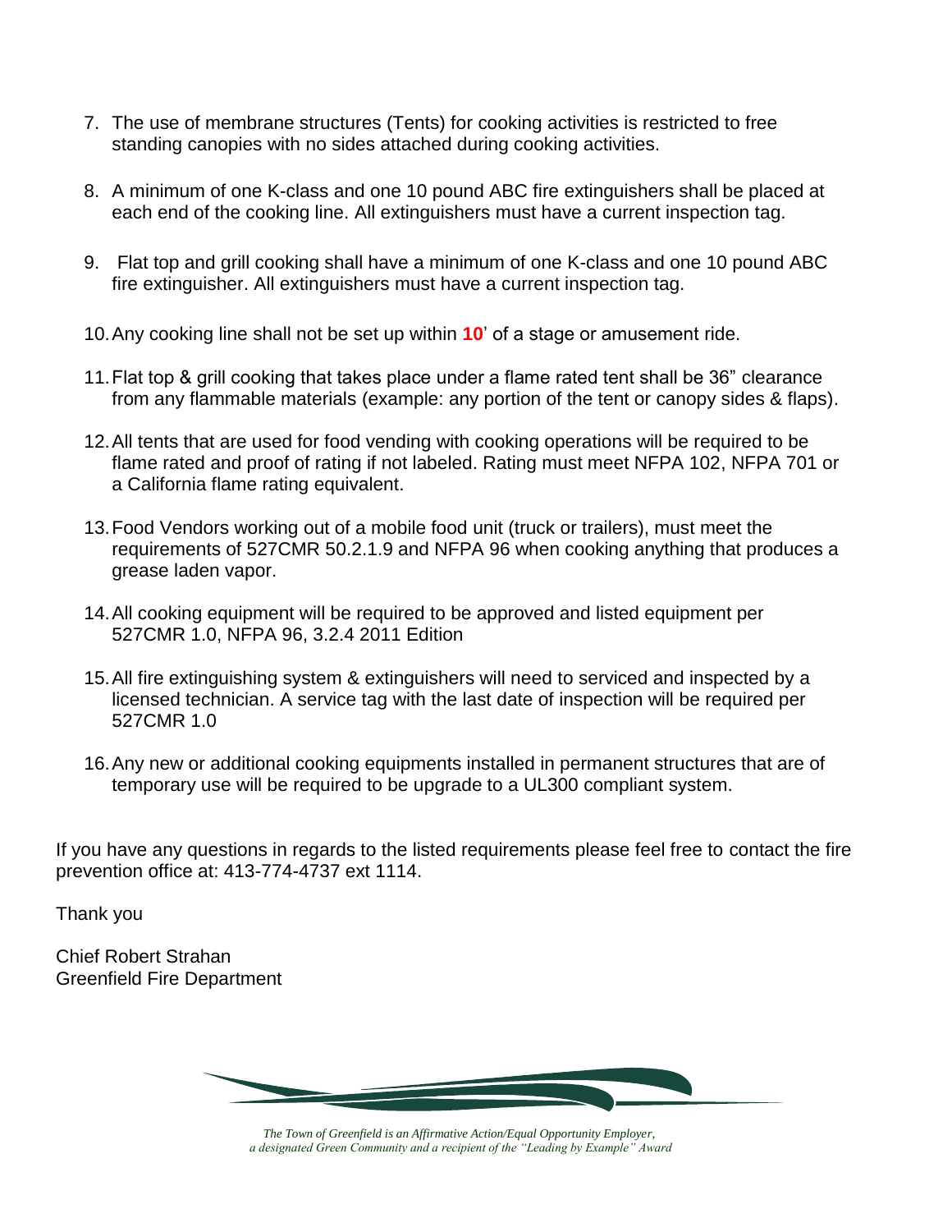7. The use of membrane structures (Tents) for cooking activities is restricted to free standing canopies with no sides attached during cooking activities.

8. A minimum of one K-class and one 10 pound ABC fire extinguishers shall be placed at each end of the cooking line. All extinguishers must have a current inspection tag.

9. Flat top and grill cooking shall have a minimum of one K-class and one 10 pound ABC fire extinguisher. All extinguishers must have a current inspection tag.

10. Any cooking line shall not be set up within **10**' of a stage or amusement ride.

11. Flat top & grill cooking that takes place under a flame rated tent shall be 36" clearance from any flammable materials (example: any portion of the tent or canopy sides & flaps).

12. All tents that are used for food vending with cooking operations will be required to be flame rated and proof of rating if not labeled. Rating must meet NFPA 102, NFPA 701 or a California flame rating equivalent.

13. Food Vendors working out of a mobile food unit (truck or trailers), must meet the requirements of 527CMR 50.2.1.9 and NFPA 96 when cooking anything that produces a grease laden vapor.

14. All cooking equipment will be required to be approved and listed equipment per 527CMR 1.0, NFPA 96, 3.2.4 2011 Edition

15. All fire extinguishing system & extinguishers will need to serviced and inspected by a licensed technician. A service tag with the last date of inspection will be required per 527CMR 1.0

16. Any new or additional cooking equipments installed in permanent structures that are of temporary use will be required to be upgrade to a UL300 compliant system.

If you have any questions in regards to the listed requirements please feel free to contact the fire prevention office at: 413-774-4737 ext 1114.

Thank you

Chief Robert Strahan
Greenfield Fire Department

*The Town of Greenfield is an Affirmative Action/Equal Opportunity Employer, a designated Green Community and a recipient of the "Leading by Example" Award*